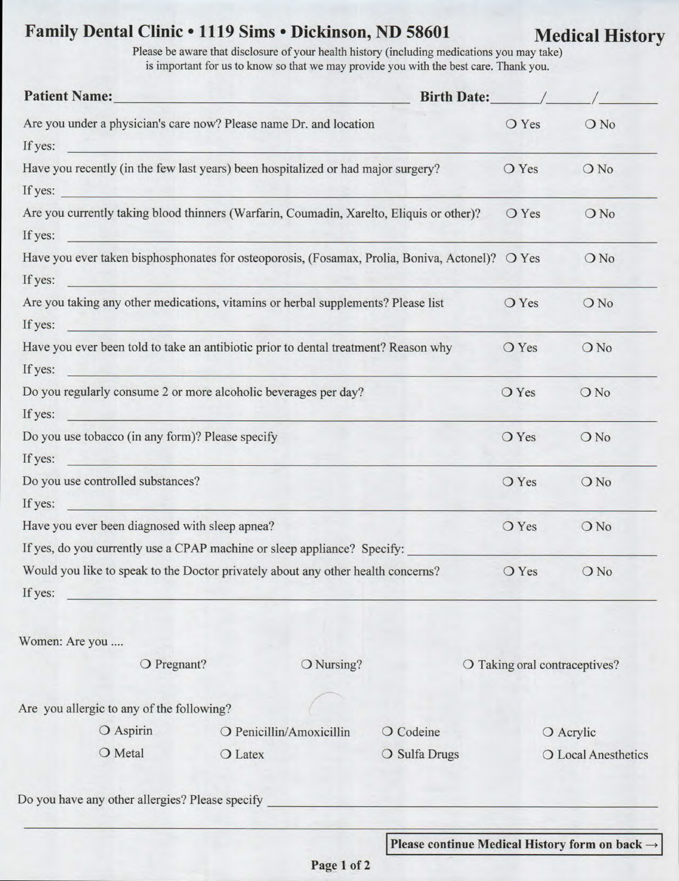# Family Dental Clinic • 1119 Sims • Dickinson, ND 58601

## Medical History

Please be aware that disclosure of your health history (including medications you may take) is important for us to know so that we may provide you with the best care. Thank you.

**Patient Name:** ________________________________ **Birth Date:** _____/_____/_______

Are you under a physician's care now? Please name Dr. and location ❍ Yes ❍ No
If yes: ________________________________

Have you recently (in the few last years) been hospitalized or had major surgery? ❍ Yes ❍ No
If yes: ________________________________

Are you currently taking blood thinners (Warfarin, Coumadin, Xarelto, Eliquis or other)? ❍ Yes ❍ No
If yes: ________________________________

Have you ever taken bisphosphonates for osteoporosis, (Fosamax, Prolia, Boniva, Actonel)? ❍ Yes ❍ No
If yes: ________________________________

Are you taking any other medications, vitamins or herbal supplements? Please list ❍ Yes ❍ No
If yes: ________________________________

Have you ever been told to take an antibiotic prior to dental treatment? Reason why ❍ Yes ❍ No
If yes: ________________________________

Do you regularly consume 2 or more alcoholic beverages per day? ❍ Yes ❍ No
If yes: ________________________________

Do you use tobacco (in any form)? Please specify ❍ Yes ❍ No
If yes: ________________________________

Do you use controlled substances? ❍ Yes ❍ No
If yes: ________________________________

Have you ever been diagnosed with sleep apnea? ❍ Yes ❍ No
If yes, do you currently use a CPAP machine or sleep appliance? Specify: ________________________________

Would you like to speak to the Doctor privately about any other health concerns? ❍ Yes ❍ No
If yes: ________________________________

Women: Are you ....

❍ Pregnant? ❍ Nursing? ❍ Taking oral contraceptives?

Are you allergic to any of the following?

❍ Aspirin ❍ Penicillin/Amoxicillin ❍ Codeine ❍ Acrylic
❍ Metal ❍ Latex ❍ Sulfa Drugs ❍ Local Anesthetics

Do you have any other allergies? Please specify ________________________________

________________________________

**Please continue Medical History form on back →**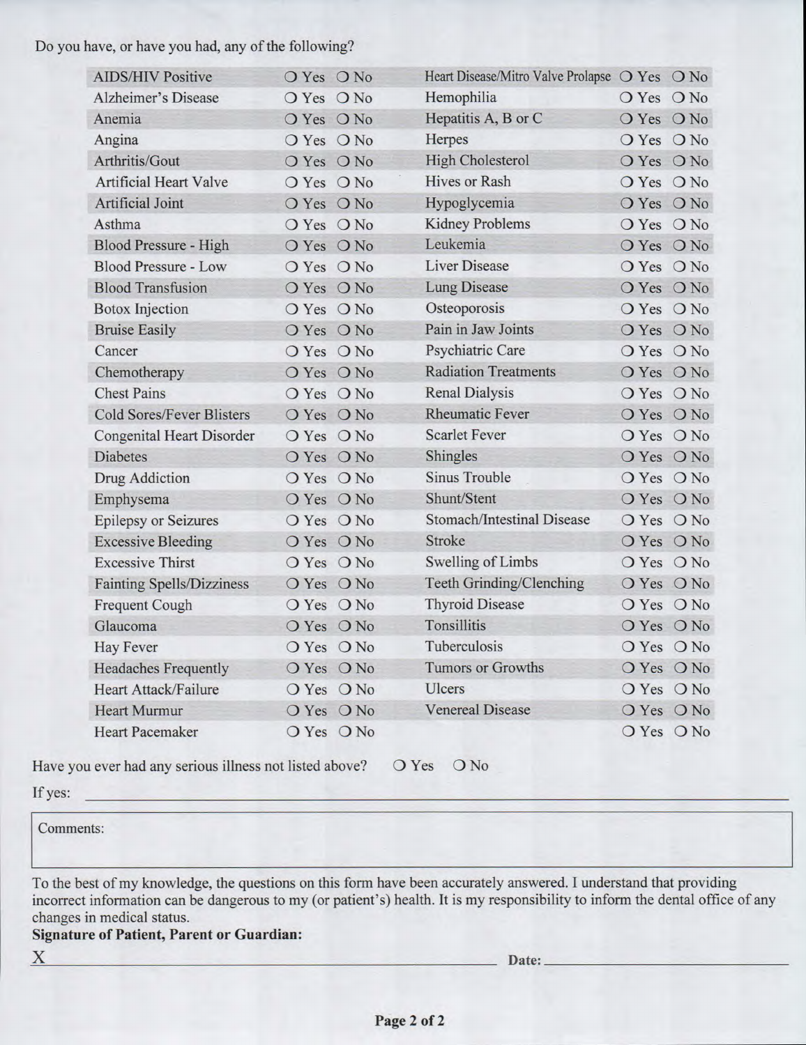Do you have, or have you had, any of the following?

| | | | |
|---|---|---|---|
| AIDS/HIV Positive | ❍ Yes ❍ No | Heart Disease/Mitro Valve Prolapse | ❍ Yes ❍ No |
| Alzheimer's Disease | ❍ Yes ❍ No | Hemophilia | ❍ Yes ❍ No |
| Anemia | ❍ Yes ❍ No | Hepatitis A, B or C | ❍ Yes ❍ No |
| Angina | ❍ Yes ❍ No | Herpes | ❍ Yes ❍ No |
| Arthritis/Gout | ❍ Yes ❍ No | High Cholesterol | ❍ Yes ❍ No |
| Artificial Heart Valve | ❍ Yes ❍ No | Hives or Rash | ❍ Yes ❍ No |
| Artificial Joint | ❍ Yes ❍ No | Hypoglycemia | ❍ Yes ❍ No |
| Asthma | ❍ Yes ❍ No | Kidney Problems | ❍ Yes ❍ No |
| Blood Pressure - High | ❍ Yes ❍ No | Leukemia | ❍ Yes ❍ No |
| Blood Pressure - Low | ❍ Yes ❍ No | Liver Disease | ❍ Yes ❍ No |
| Blood Transfusion | ❍ Yes ❍ No | Lung Disease | ❍ Yes ❍ No |
| Botox Injection | ❍ Yes ❍ No | Osteoporosis | ❍ Yes ❍ No |
| Bruise Easily | ❍ Yes ❍ No | Pain in Jaw Joints | ❍ Yes ❍ No |
| Cancer | ❍ Yes ❍ No | Psychiatric Care | ❍ Yes ❍ No |
| Chemotherapy | ❍ Yes ❍ No | Radiation Treatments | ❍ Yes ❍ No |
| Chest Pains | ❍ Yes ❍ No | Renal Dialysis | ❍ Yes ❍ No |
| Cold Sores/Fever Blisters | ❍ Yes ❍ No | Rheumatic Fever | ❍ Yes ❍ No |
| Congenital Heart Disorder | ❍ Yes ❍ No | Scarlet Fever | ❍ Yes ❍ No |
| Diabetes | ❍ Yes ❍ No | Shingles | ❍ Yes ❍ No |
| Drug Addiction | ❍ Yes ❍ No | Sinus Trouble | ❍ Yes ❍ No |
| Emphysema | ❍ Yes ❍ No | Shunt/Stent | ❍ Yes ❍ No |
| Epilepsy or Seizures | ❍ Yes ❍ No | Stomach/Intestinal Disease | ❍ Yes ❍ No |
| Excessive Bleeding | ❍ Yes ❍ No | Stroke | ❍ Yes ❍ No |
| Excessive Thirst | ❍ Yes ❍ No | Swelling of Limbs | ❍ Yes ❍ No |
| Fainting Spells/Dizziness | ❍ Yes ❍ No | Teeth Grinding/Clenching | ❍ Yes ❍ No |
| Frequent Cough | ❍ Yes ❍ No | Thyroid Disease | ❍ Yes ❍ No |
| Glaucoma | ❍ Yes ❍ No | Tonsillitis | ❍ Yes ❍ No |
| Hay Fever | ❍ Yes ❍ No | Tuberculosis | ❍ Yes ❍ No |
| Headaches Frequently | ❍ Yes ❍ No | Tumors or Growths | ❍ Yes ❍ No |
| Heart Attack/Failure | ❍ Yes ❍ No | Ulcers | ❍ Yes ❍ No |
| Heart Murmur | ❍ Yes ❍ No | Venereal Disease | ❍ Yes ❍ No |
| Heart Pacemaker | ❍ Yes ❍ No | | ❍ Yes ❍ No |

Have you ever had any serious illness not listed above? ❍ Yes ❍ No

If yes: ______________________________________________

Comments:

To the best of my knowledge, the questions on this form have been accurately answered. I understand that providing incorrect information can be dangerous to my (or patient's) health. It is my responsibility to inform the dental office of any changes in medical status.

**Signature of Patient, Parent or Guardian:**

X ______________________________________________ **Date:** ____________________